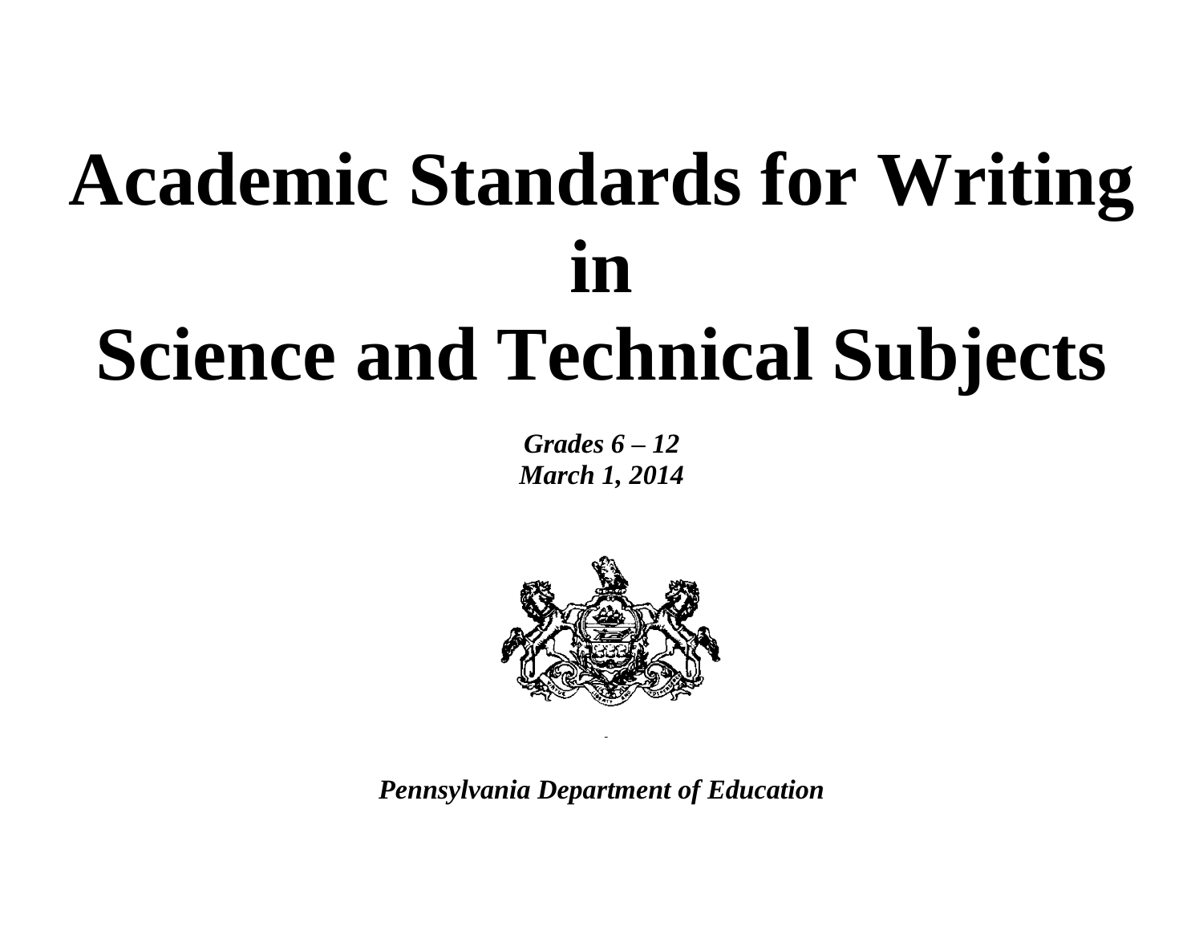# Academic Standards for Writing in Science and Technical Subjects

***Grades 6 – 12***
***March 1, 2014***

***Pennsylvania Department of Education***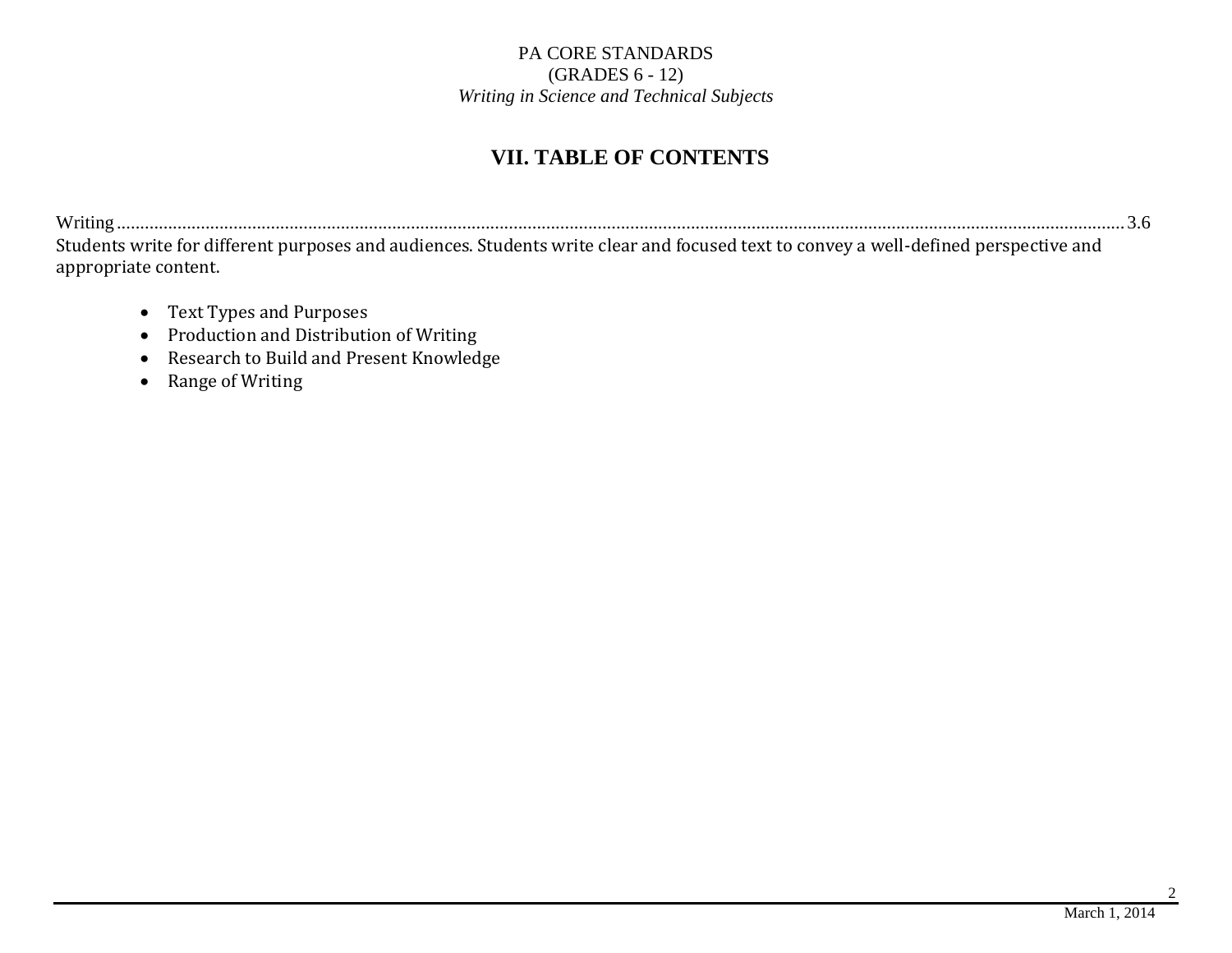# VII. TABLE OF CONTENTS

Writing ........................................................................................................................................................................................................ 3.6

Students write for different purposes and audiences. Students write clear and focused text to convey a well-defined perspective and appropriate content.

- Text Types and Purposes
- Production and Distribution of Writing
- Research to Build and Present Knowledge
- Range of Writing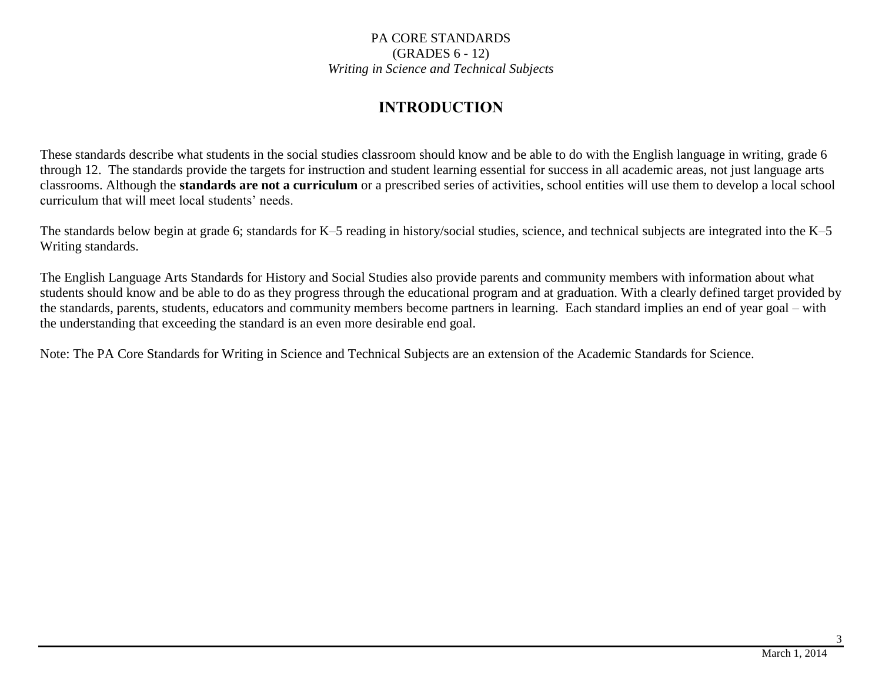PA CORE STANDARDS
(GRADES 6 - 12)
*Writing in Science and Technical Subjects*

# INTRODUCTION

These standards describe what students in the social studies classroom should know and be able to do with the English language in writing, grade 6 through 12. The standards provide the targets for instruction and student learning essential for success in all academic areas, not just language arts classrooms. Although the **standards are not a curriculum** or a prescribed series of activities, school entities will use them to develop a local school curriculum that will meet local students' needs.

The standards below begin at grade 6; standards for K–5 reading in history/social studies, science, and technical subjects are integrated into the K–5 Writing standards.

The English Language Arts Standards for History and Social Studies also provide parents and community members with information about what students should know and be able to do as they progress through the educational program and at graduation. With a clearly defined target provided by the standards, parents, students, educators and community members become partners in learning. Each standard implies an end of year goal – with the understanding that exceeding the standard is an even more desirable end goal.

Note: The PA Core Standards for Writing in Science and Technical Subjects are an extension of the Academic Standards for Science.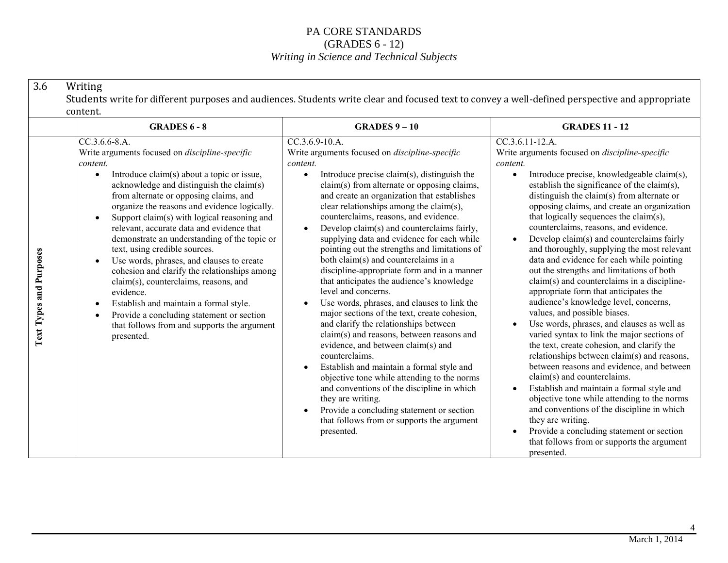# PA CORE STANDARDS
## (GRADES 6 - 12)
### *Writing in Science and Technical Subjects*

| 3.6 Writing<br>Students write for different purposes and audiences. Students write clear and focused text to convey a well-defined perspective and appropriate content. | | | |
|---|---|---|---|
| | **GRADES 6 - 8** | **GRADES 9 – 10** | **GRADES 11 - 12** |
| **Text Types and Purposes** | CC.3.6.6-8.A.<br>Write arguments focused on *discipline-specific content.*<br>• Introduce claim(s) about a topic or issue, acknowledge and distinguish the claim(s) from alternate or opposing claims, and organize the reasons and evidence logically.<br>• Support claim(s) with logical reasoning and relevant, accurate data and evidence that demonstrate an understanding of the topic or text, using credible sources.<br>• Use words, phrases, and clauses to create cohesion and clarify the relationships among claim(s), counterclaims, reasons, and evidence.<br>• Establish and maintain a formal style.<br>• Provide a concluding statement or section that follows from and supports the argument presented. | CC.3.6.9-10.A.<br>Write arguments focused on *discipline-specific content.*<br>• Introduce precise claim(s), distinguish the claim(s) from alternate or opposing claims, and create an organization that establishes clear relationships among the claim(s), counterclaims, reasons, and evidence.<br>• Develop claim(s) and counterclaims fairly, supplying data and evidence for each while pointing out the strengths and limitations of both claim(s) and counterclaims in a discipline-appropriate form and in a manner that anticipates the audience's knowledge level and concerns.<br>• Use words, phrases, and clauses to link the major sections of the text, create cohesion, and clarify the relationships between claim(s) and reasons, between reasons and evidence, and between claim(s) and counterclaims.<br>• Establish and maintain a formal style and objective tone while attending to the norms and conventions of the discipline in which they are writing.<br>• Provide a concluding statement or section that follows from or supports the argument presented. | CC.3.6.11-12.A.<br>Write arguments focused on *discipline-specific content.*<br>• Introduce precise, knowledgeable claim(s), establish the significance of the claim(s), distinguish the claim(s) from alternate or opposing claims, and create an organization that logically sequences the claim(s), counterclaims, reasons, and evidence.<br>• Develop claim(s) and counterclaims fairly and thoroughly, supplying the most relevant data and evidence for each while pointing out the strengths and limitations of both claim(s) and counterclaims in a discipline-appropriate form that anticipates the audience's knowledge level, concerns, values, and possible biases.<br>• Use words, phrases, and clauses as well as varied syntax to link the major sections of the text, create cohesion, and clarify the relationships between claim(s) and reasons, between reasons and evidence, and between claim(s) and counterclaims.<br>• Establish and maintain a formal style and objective tone while attending to the norms and conventions of the discipline in which they are writing.<br>• Provide a concluding statement or section that follows from or supports the argument presented. |

March 1, 2014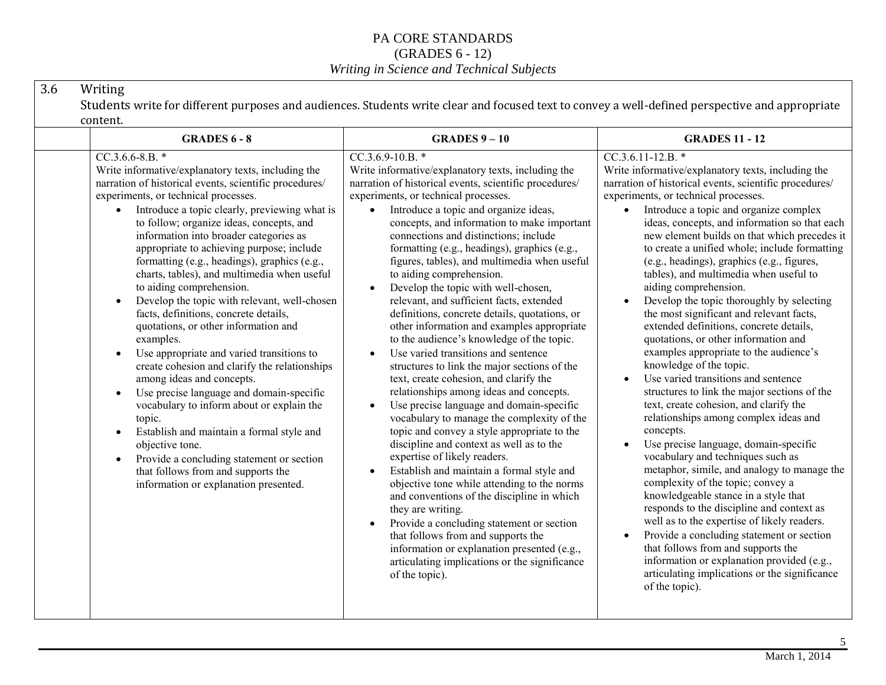# PA CORE STANDARDS
## (GRADES 6 - 12)
### *Writing in Science and Technical Subjects*

**3.6 Writing**

Students write for different purposes and audiences. Students write clear and focused text to convey a well-defined perspective and appropriate content.

| | GRADES 6 - 8 | GRADES 9 – 10 | GRADES 11 - 12 |
|---|---|---|---|
| | CC.3.6.6-8.B. * <br>Write informative/explanatory texts, including the narration of historical events, scientific procedures/ experiments, or technical processes.<br>• Introduce a topic clearly, previewing what is to follow; organize ideas, concepts, and information into broader categories as appropriate to achieving purpose; include formatting (e.g., headings), graphics (e.g., charts, tables), and multimedia when useful to aiding comprehension.<br>• Develop the topic with relevant, well-chosen facts, definitions, concrete details, quotations, or other information and examples.<br>• Use appropriate and varied transitions to create cohesion and clarify the relationships among ideas and concepts.<br>• Use precise language and domain-specific vocabulary to inform about or explain the topic.<br>• Establish and maintain a formal style and objective tone.<br>• Provide a concluding statement or section that follows from and supports the information or explanation presented. | CC.3.6.9-10.B. * <br>Write informative/explanatory texts, including the narration of historical events, scientific procedures/ experiments, or technical processes.<br>• Introduce a topic and organize ideas, concepts, and information to make important connections and distinctions; include formatting (e.g., headings), graphics (e.g., figures, tables), and multimedia when useful to aiding comprehension.<br>• Develop the topic with well-chosen, relevant, and sufficient facts, extended definitions, concrete details, quotations, or other information and examples appropriate to the audience's knowledge of the topic.<br>• Use varied transitions and sentence structures to link the major sections of the text, create cohesion, and clarify the relationships among ideas and concepts.<br>• Use precise language and domain-specific vocabulary to manage the complexity of the topic and convey a style appropriate to the discipline and context as well as to the expertise of likely readers.<br>• Establish and maintain a formal style and objective tone while attending to the norms and conventions of the discipline in which they are writing.<br>• Provide a concluding statement or section that follows from and supports the information or explanation presented (e.g., articulating implications or the significance of the topic). | CC.3.6.11-12.B. * <br>Write informative/explanatory texts, including the narration of historical events, scientific procedures/ experiments, or technical processes.<br>• Introduce a topic and organize complex ideas, concepts, and information so that each new element builds on that which precedes it to create a unified whole; include formatting (e.g., headings), graphics (e.g., figures, tables), and multimedia when useful to aiding comprehension.<br>• Develop the topic thoroughly by selecting the most significant and relevant facts, extended definitions, concrete details, quotations, or other information and examples appropriate to the audience's knowledge of the topic.<br>• Use varied transitions and sentence structures to link the major sections of the text, create cohesion, and clarify the relationships among complex ideas and concepts.<br>• Use precise language, domain-specific vocabulary and techniques such as metaphor, simile, and analogy to manage the complexity of the topic; convey a knowledgeable stance in a style that responds to the discipline and context as well as to the expertise of likely readers.<br>• Provide a concluding statement or section that follows from and supports the information or explanation provided (e.g., articulating implications or the significance of the topic). |

March 1, 2014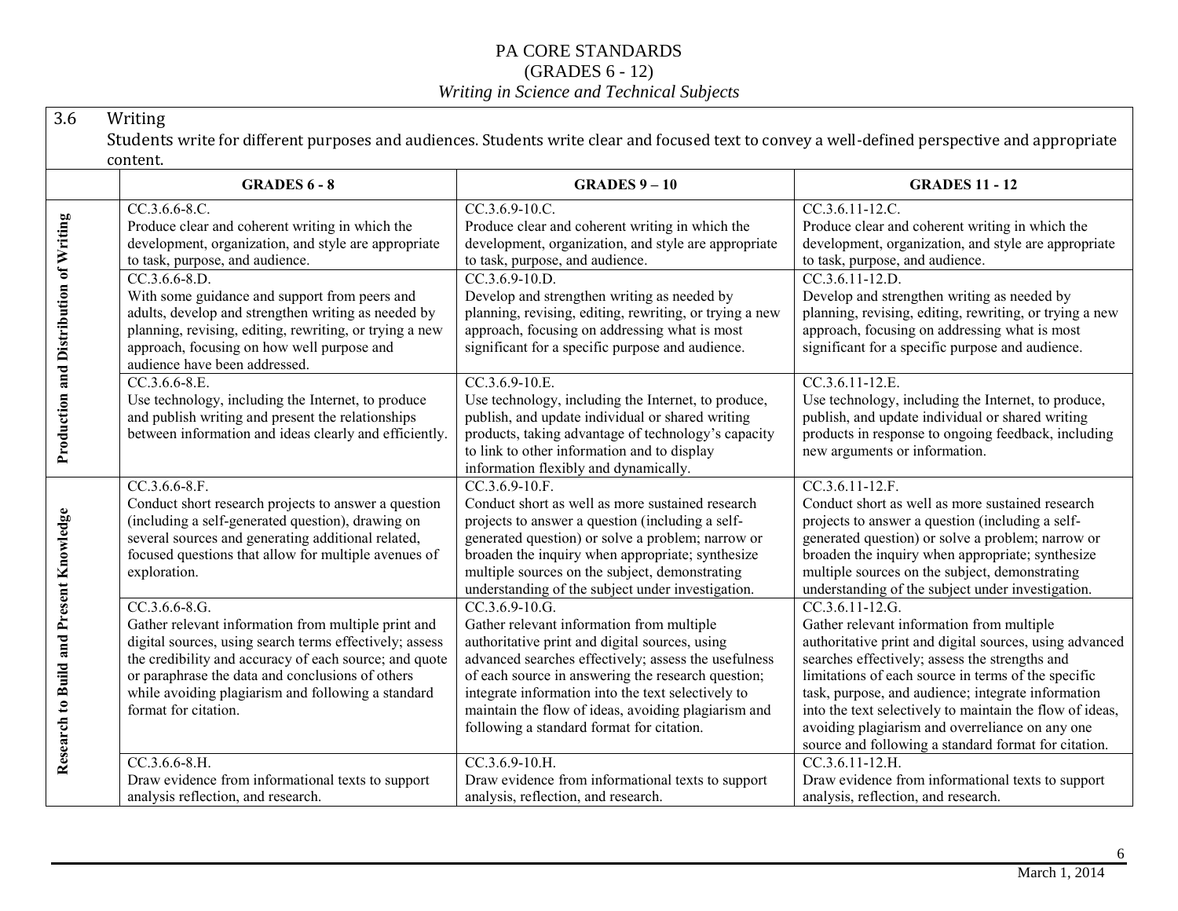# PA CORE STANDARDS
## (GRADES 6 - 12)
### *Writing in Science and Technical Subjects*

| 3.6 Writing<br>Students write for different purposes and audiences. Students write clear and focused text to convey a well-defined perspective and appropriate content. | | | |
|---|---|---|---|
| | **GRADES 6 - 8** | **GRADES 9 – 10** | **GRADES 11 - 12** |
| **Production and Distribution of Writing** | CC.3.6.6-8.C.<br>Produce clear and coherent writing in which the development, organization, and style are appropriate to task, purpose, and audience. | CC.3.6.9-10.C.<br>Produce clear and coherent writing in which the development, organization, and style are appropriate to task, purpose, and audience. | CC.3.6.11-12.C.<br>Produce clear and coherent writing in which the development, organization, and style are appropriate to task, purpose, and audience. |
| | CC.3.6.6-8.D.<br>With some guidance and support from peers and adults, develop and strengthen writing as needed by planning, revising, editing, rewriting, or trying a new approach, focusing on how well purpose and audience have been addressed. | CC.3.6.9-10.D.<br>Develop and strengthen writing as needed by planning, revising, editing, rewriting, or trying a new approach, focusing on addressing what is most significant for a specific purpose and audience. | CC.3.6.11-12.D.<br>Develop and strengthen writing as needed by planning, revising, editing, rewriting, or trying a new approach, focusing on addressing what is most significant for a specific purpose and audience. |
| | CC.3.6.6-8.E.<br>Use technology, including the Internet, to produce and publish writing and present the relationships between information and ideas clearly and efficiently. | CC.3.6.9-10.E.<br>Use technology, including the Internet, to produce, publish, and update individual or shared writing products, taking advantage of technology's capacity to link to other information and to display information flexibly and dynamically. | CC.3.6.11-12.E.<br>Use technology, including the Internet, to produce, publish, and update individual or shared writing products in response to ongoing feedback, including new arguments or information. |
| **Research to Build and Present Knowledge** | CC.3.6.6-8.F.<br>Conduct short research projects to answer a question (including a self-generated question), drawing on several sources and generating additional related, focused questions that allow for multiple avenues of exploration. | CC.3.6.9-10.F.<br>Conduct short as well as more sustained research projects to answer a question (including a self-generated question) or solve a problem; narrow or broaden the inquiry when appropriate; synthesize multiple sources on the subject, demonstrating understanding of the subject under investigation. | CC.3.6.11-12.F.<br>Conduct short as well as more sustained research projects to answer a question (including a self-generated question) or solve a problem; narrow or broaden the inquiry when appropriate; synthesize multiple sources on the subject, demonstrating understanding of the subject under investigation. |
| | CC.3.6.6-8.G.<br>Gather relevant information from multiple print and digital sources, using search terms effectively; assess the credibility and accuracy of each source; and quote or paraphrase the data and conclusions of others while avoiding plagiarism and following a standard format for citation. | CC.3.6.9-10.G.<br>Gather relevant information from multiple authoritative print and digital sources, using advanced searches effectively; assess the usefulness of each source in answering the research question; integrate information into the text selectively to maintain the flow of ideas, avoiding plagiarism and following a standard format for citation. | CC.3.6.11-12.G.<br>Gather relevant information from multiple authoritative print and digital sources, using advanced searches effectively; assess the strengths and limitations of each source in terms of the specific task, purpose, and audience; integrate information into the text selectively to maintain the flow of ideas, avoiding plagiarism and overreliance on any one source and following a standard format for citation. |
| | CC.3.6.6-8.H.<br>Draw evidence from informational texts to support analysis reflection, and research. | CC.3.6.9-10.H.<br>Draw evidence from informational texts to support analysis, reflection, and research. | CC.3.6.11-12.H.<br>Draw evidence from informational texts to support analysis, reflection, and research. |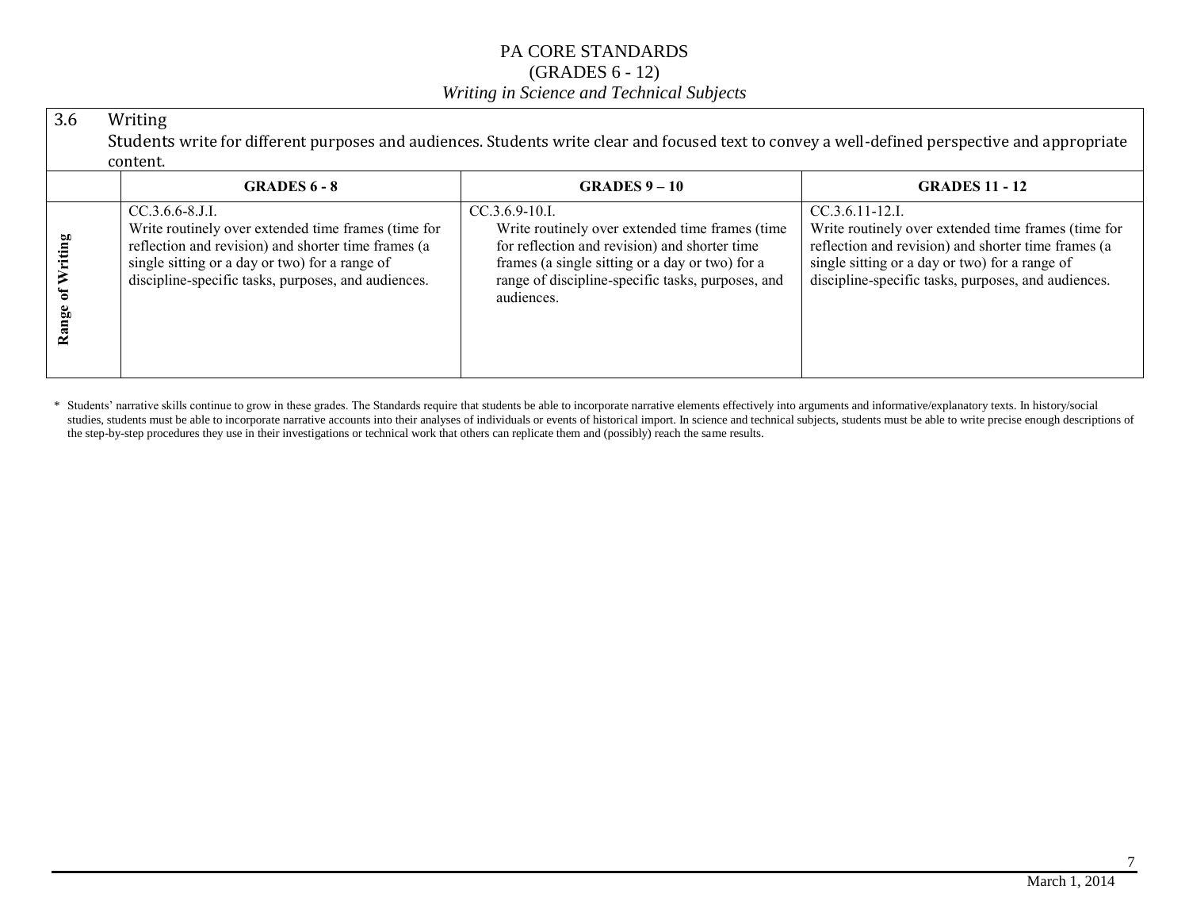# PA CORE STANDARDS
## (GRADES 6 - 12)
### *Writing in Science and Technical Subjects*

| 3.6 | Writing<br>Students write for different purposes and audiences. Students write clear and focused text to convey a well-defined perspective and appropriate content. | | |
|---|---|---|---|
| | **GRADES 6 - 8** | **GRADES 9 – 10** | **GRADES 11 - 12** |
| **Range of Writing** | CC.3.6.6-8.J.I.<br>Write routinely over extended time frames (time for reflection and revision) and shorter time frames (a single sitting or a day or two) for a range of discipline-specific tasks, purposes, and audiences. | CC.3.6.9-10.I.<br>Write routinely over extended time frames (time for reflection and revision) and shorter time frames (a single sitting or a day or two) for a range of discipline-specific tasks, purposes, and audiences. | CC.3.6.11-12.I.<br>Write routinely over extended time frames (time for reflection and revision) and shorter time frames (a single sitting or a day or two) for a range of discipline-specific tasks, purposes, and audiences. |

\* Students' narrative skills continue to grow in these grades. The Standards require that students be able to incorporate narrative elements effectively into arguments and informative/explanatory texts. In history/social studies, students must be able to incorporate narrative accounts into their analyses of individuals or events of historical import. In science and technical subjects, students must be able to write precise enough descriptions of the step-by-step procedures they use in their investigations or technical work that others can replicate them and (possibly) reach the same results.

March 1, 2014